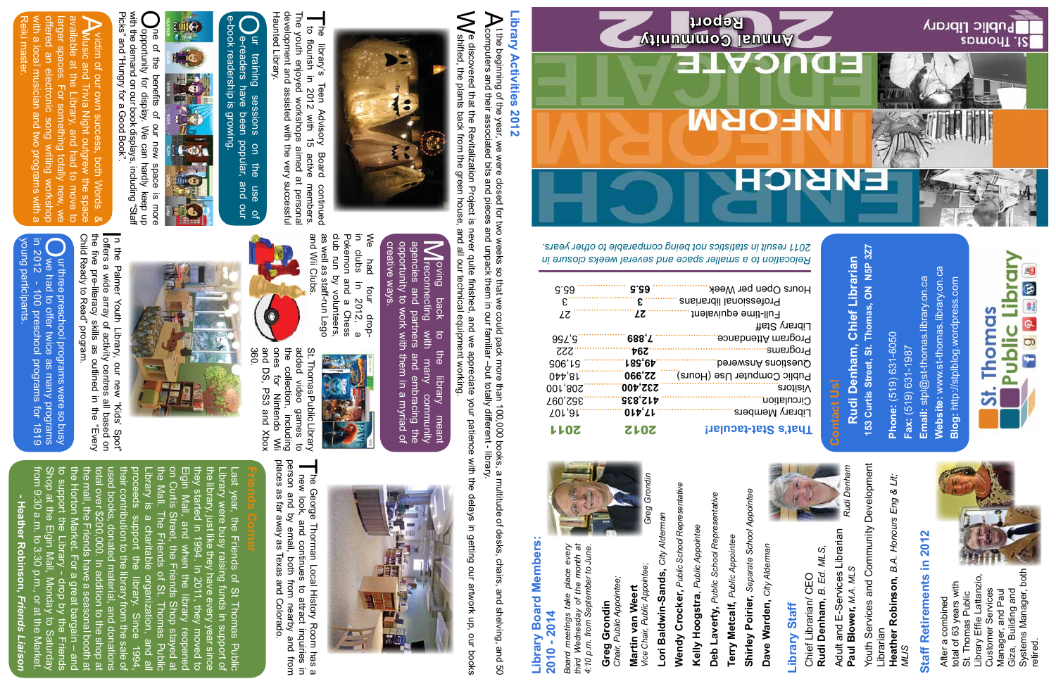# St. Thomas Public Library

# 2012 Annual Community Report

EDUCATE · INFORM · ENRICH

## Contact Us!

**Rudi Denham, Chief Librarian**

153 Curtis Street, St. Thomas, ON N5P 3Z7

**Phone:** (519) 631-6050
**Fax:** (519) 631-1987
**Email:** stpl@st-thomas.library.on.ca
**Website:** www.st-thomas.library.on.ca
**Blog:** http://stplblog.wordpress.com

## That's Stat-tacular!

| | 2012 | 2011 |
|---|---|---|
| Library Members | **17,410** | 16,107 |
| Circulation | **412,835** | 352,097 |
| Visitors | **232,400** | 208,100 |
| Public Computer Use (Hours) | **22,990** | 18,440 |
| Questions Answered | **49,581** | 51,905 |
| Programs | **294** | 222 |
| Program Attendance | **7,889** | 5,756 |
| Library Staff | | |
| Full-time equivalent | **27** | 27 |
| Professional librarians | **3** | 3 |
| Hours Open per Week | **65.5** | 65.5 |

*Relocation to a smaller space and several weeks closure in 2011 result in statistics not being comparable to other years.*

## Library Activities 2012

At the beginning of the year, we were closed for two weeks so that we could pack more than 100,000 books, a multitude of desks, chairs, and shelving, and 50 computers and their associated bits and pieces and unpack them in our familiar –but totally different - library.

We discovered that the Revitalization Project is never quite finished, and we appreciate your patience with the delays in getting our artwork up, our books shifted, the plants back from the green house, and all our technical equipment working.

The library's Teen Advisory Board continued to flourish in 2012 with 15 active members. The youth enjoyed workshops aimed at personal development and assisted with the very successful Haunted Library.

Our training sessions on the use of e-readers have been popular, and our e-book readership is growing.

One of the benefits of our new space is more opportunity for display. We can hardly keep up with the demand on our book displays, including "Staff Picks" and "Hungry for a Good Book".

A victim of our own success, both Words & Music and Trivia Night outgrew the space available at the Library, and had to move to larger spaces. For something totally new, we offered an electronic song writing workshop with a local musician and two programs with a Reiki master.

Moving back to the library meant reconnecting with many community agencies and partners and embracing the opportunity to work with them in a myriad of creative ways.

We had four drop-in clubs in 2012, a Pokemon and a Chess club run by volunteers, as well as staff-run Lego and Wii Clubs.

St. Thomas Public Library added video games to the collection, including ones for Nintendo Wii and DS, PS3 and Xbox 360.

In the Palmer Youth Library, our new "Kids' Spot" offers a wide array of activity centres all based on the five pre-literacy skills as outlined in the "Every Child Ready to Read" program.

Our three preschool programs were so busy we had to offer twice as many programs in 2012 - 100 preschool programs for 1819 young participants.

The George Thorman Local History Room has a new look, and continues to attract inquiries in person and by email, both from nearby and from places as far away as Texas and Colorado.

## Friends Corner

Last year, the Friends of St Thomas Public Library were busy raising funds in support of the library, just like they have every year since they started in 1994. In 2011, they moved to Elgin Mall, and when the library reopened on Curtis Street, the Friends Shop stayed at the Mall. The Friends of St. Thomas Public Library is a charitable organization, and all proceeds support the library. Since 1994, their contribution to the library from the sale of used books, donated material, and donations total over $200,000. In addition to the shop at the mall, the Friends have a seasonal booth at the Horton Market. For a great bargain – and to support the Library - drop by the Friends Shop at the Elgin Mall, Monday to Saturday from 9:30 a.m. to 3:30 p.m., or at the Market.

**- Heather Robinson,** ***Friends Liaison***

## Library Board Members: 2010 - 2014

*Board meetings take place every third Wednesday of the month at 4:10 p.m. from September to June.*

**Greg Grondin**
*Chair, Public Appointee;*

**Martin van Weert**
*Vice Chair, Public Appointee;*

**Lori Baldwin-Sands,** *City Alderman*

**Wendy Crocker,** *Public School Representative*

**Kelly Hoogstra,** *Public Appointee*

**Deb Laverty,** *Public School Representative*

**Terry Metcalf,** *Public Appointee*

**Shirley Poirier,** *Separate School Appointee*

**Dave Warden,** *City Alderman*

*Greg Grondin*

## Library Staff

Chief Librarian/ CEO
**Rudi Denham,** *B. Ed, MLS,*

Adult and E-Services Librarian
**Paul Blower,** *M.A. MLS*

Youth Services and Community Development Librarian
**Heather Robinson,** *B.A. Honours Eng & Lit, MLIS*

*Rudi Denham*

## Staff Retirements in 2012

After a combined total of 63 years with St. Thomas Public Library Effie Lattanzio, Customer Services Manager, and Paul Giza, Building and Systems Manager, both retired.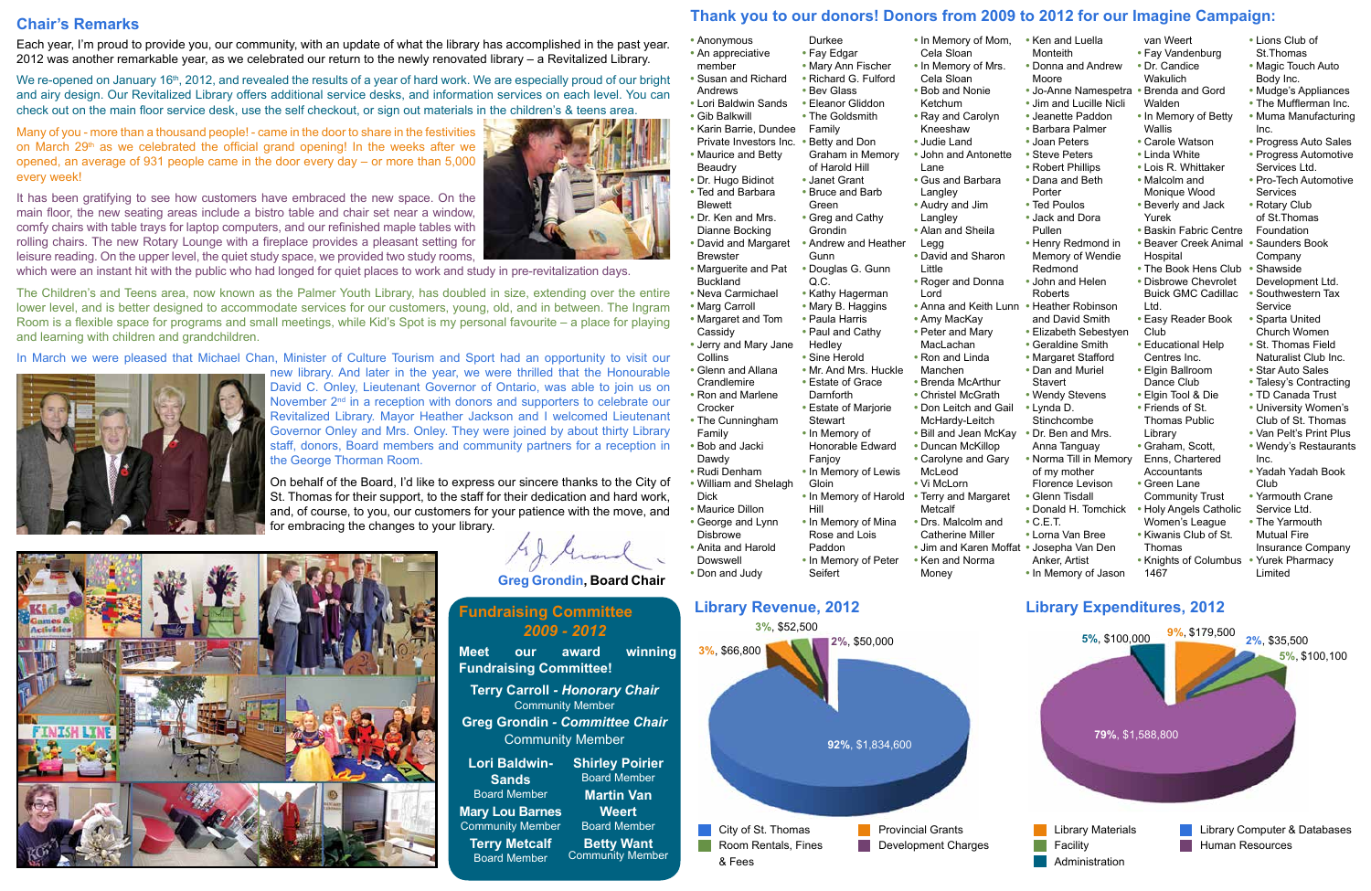## Chair's Remarks

Each year, I'm proud to provide you, our community, with an update of what the library has accomplished in the past year. 2012 was another remarkable year, as we celebrated our return to the newly renovated library – a Revitalized Library.

We re-opened on January 16th, 2012, and revealed the results of a year of hard work. We are especially proud of our bright and airy design. Our Revitalized Library offers additional service desks, and information services on each level. You can check out on the main floor service desk, use the self checkout, or sign out materials in the children's & teens area.

Many of you - more than a thousand people! - came in the door to share in the festivities on March 29th as we celebrated the official grand opening! In the weeks after we opened, an average of 931 people came in the door every day – or more than 5,000 every week!

It has been gratifying to see how customers have embraced the new space. On the main floor, the new seating areas include a bistro table and chair set near a window, comfy chairs with table trays for laptop computers, and our refinished maple tables with rolling chairs. The new Rotary Lounge with a fireplace provides a pleasant setting for leisure reading. On the upper level, the quiet study space, we provided two study rooms, which were an instant hit with the public who had longed for quiet places to work and study in pre-revitalization days.

The Children's and Teens area, now known as the Palmer Youth Library, has doubled in size, extending over the entire lower level, and is better designed to accommodate services for our customers, young, old, and in between. The Ingram Room is a flexible space for programs and small meetings, while Kid's Spot is my personal favourite – a place for playing and learning with children and grandchildren.

In March we were pleased that Michael Chan, Minister of Culture Tourism and Sport had an opportunity to visit our new library. And later in the year, we were thrilled that the Honourable David C. Onley, Lieutenant Governor of Ontario, was able to join us on November 2nd in a reception with donors and supporters to celebrate our Revitalized Library. Mayor Heather Jackson and I welcomed Lieutenant Governor Onley and Mrs. Onley. They were joined by about thirty Library staff, donors, Board members and community partners for a reception in the George Thorman Room.

On behalf of the Board, I'd like to express our sincere thanks to the City of St. Thomas for their support, to the staff for their dedication and hard work, and, of course, to you, our customers for your patience with the move, and for embracing the changes to your library.

**Greg Grondin, Board Chair**

## Fundraising Committee 2009 - 2012

**Meet our award winning Fundraising Committee!**

**Terry Carroll - *Honorary Chair***
Community Member

**Greg Grondin - *Committee Chair***
Community Member

**Lori Baldwin-Sands**
Board Member

**Shirley Poirier**
Board Member

**Mary Lou Barnes**
Community Member

**Martin Van Weert**
Board Member

**Terry Metcalf**
Board Member

**Betty Want**
Community Member

## Thank you to our donors! Donors from 2009 to 2012 for our Imagine Campaign:

- Anonymous
- An appreciative member
- Susan and Richard Andrews
- Lori Baldwin Sands
- Gib Balkwill
- Karin Barrie, Dundee Private Investors Inc.
- Maurice and Betty Beaudry
- Dr. Hugo Bidinot
- Ted and Barbara Blewett
- Dr. Ken and Mrs. Dianne Bocking
- David and Margaret Brewster
- Marguerite and Pat Buckland
- Neva Carmichael
- Marg Carroll
- Margaret and Tom Cassidy
- Jerry and Mary Jane Collins
- Glenn and Allana Crandlemire
- Ron and Marlene Crocker
- The Cunningham Family
- Bob and Jacki Dawdy
- Rudi Denham
- William and Shelagh Dick
- Maurice Dillon
- George and Lynn Disbrowe
- Anita and Harold Dowswell
- Don and Judy Durkee
- Fay Edgar
- Mary Ann Fischer
- Richard G. Fulford
- Bev Glass
- Eleanor Gliddon
- The Goldsmith Family
- Betty and Don Graham in Memory of Harold Hill
- Janet Grant
- Bruce and Barb Green
- Greg and Cathy Grondin
- Andrew and Heather Gunn
- Douglas G. Gunn Q.C.
- Kathy Hagerman
- Mary B. Haggins
- Paula Harris
- Paul and Cathy Hedley
- Sine Herold
- Mr. And Mrs. Huckle
- Estate of Grace Damforth
- Estate of Marjorie Stewart
- In Memory of Honorable Edward Fanjoy
- In Memory of Lewis Gloin
- In Memory of Harold Hill
- In Memory of Mina Rose and Lois Paddon
- In Memory of Peter Seifert
- In Memory of Mom, Cela Sloan
- In Memory of Mrs. Cela Sloan
- Bob and Nonie Ketchum
- Ray and Carolyn Kneeshaw
- Judie Land
- John and Antonette Lane
- Gus and Barbara Langley
- Audry and Jim Langley
- Alan and Sheila Legg
- David and Sharon Little
- Roger and Donna Lord
- Anna and Keith Lunn
- Amy MacKay
- Peter and Mary MacLachan
- Ron and Linda Manchen
- Brenda McArthur
- Christel McGrath
- Don Leitch and Gail McHardy-Leitch
- Bill and Jean McKay
- Duncan McKillop
- Carolyne and Gary McLeod
- Vi McLorn
- Terry and Margaret Metcalf
- Drs. Malcolm and Catherine Miller
- Jim and Karen Moffat
- Ken and Norma Money
- Ken and Luella Monteith
- Donna and Andrew Moore
- Jo-Anne Namespetra
- Jim and Lucille Nicli
- Jeanette Paddon
- Barbara Palmer
- Joan Peters
- Steve Peters
- Robert Phillips
- Dana and Beth Porter
- Ted Poulos
- Jack and Dora Pullen
- Henry Redmond in Memory of Wendie Redmond
- John and Helen Roberts
- Heather Robinson and David Smith
- Elizabeth Sebestyen
- Geraldine Smith
- Margaret Stafford
- Dan and Muriel Stavert
- Wendy Stevens
- Lynda D. Stinchcombe
- Dr. Ben and Mrs. Anna Tanguay
- Norma Till in Memory of my mother Florence Levison
- Glenn Tisdall
- Donald H. Tomchick
- C.E.T.
- Lorna Van Bree
- Josepha Van Den Anker, Artist
- In Memory of Jason van Weert
- Fay Vandenburg
- Dr. Candice Wakulich
- Brenda and Gord Walden
- In Memory of Betty Wallis
- Carole Watson
- Linda White
- Lois R. Whittaker
- Malcolm and Monique Wood
- Beverly and Jack Yurek
- Baskin Fabric Centre
- Beaver Creek Animal Hospital
- The Book Hens Club
- Disbrowe Chevrolet Buick GMC Cadillac Ltd.
- Easy Reader Book Club
- Educational Help Centres Inc.
- Elgin Ballroom Dance Club
- Elgin Tool & Die
- Friends of St. Thomas Public Library
- Graham, Scott, Enns, Chartered Accountants
- Green Lane Community Trust
- Holy Angels Catholic Women's League
- Kiwanis Club of St. Thomas
- Knights of Columbus 1467
- Lions Club of St.Thomas
- Magic Touch Auto Body Inc.
- Mudge's Appliances
- The Mufflerman Inc.
- Muma Manufacturing Inc.
- Progress Auto Sales
- Progress Automotive Services Ltd.
- Pro-Tech Automotive Services
- Rotary Club of St.Thomas Foundation
- Saunders Book Company
- Shawside Development Ltd.
- Southwestern Tax Service
- Sparta United Church Women
- St. Thomas Field Naturalist Club Inc.
- Star Auto Sales
- Talesy's Contracting
- TD Canada Trust
- University Women's Club of St. Thomas
- Van Pelt's Print Plus
- Wendy's Restaurants Inc.
- Yadah Yadah Book Club
- Yarmouth Crane Service Ltd.
- The Yarmouth Mutual Fire Insurance Company
- Yurek Pharmacy Limited

## Library Revenue, 2012

92%, $1,834,600
3%, $66,800
3%, $52,500
2%, $50,000

City of St. Thomas
Provincial Grants
Room Rentals, Fines & Fees
Development Charges

## Library Expenditures, 2012

79%, $1,588,800
5%, $100,000
9%, $179,500
2%, $35,500
5%, $100,100

Library Materials
Library Computer & Databases
Facility
Human Resources
Administration